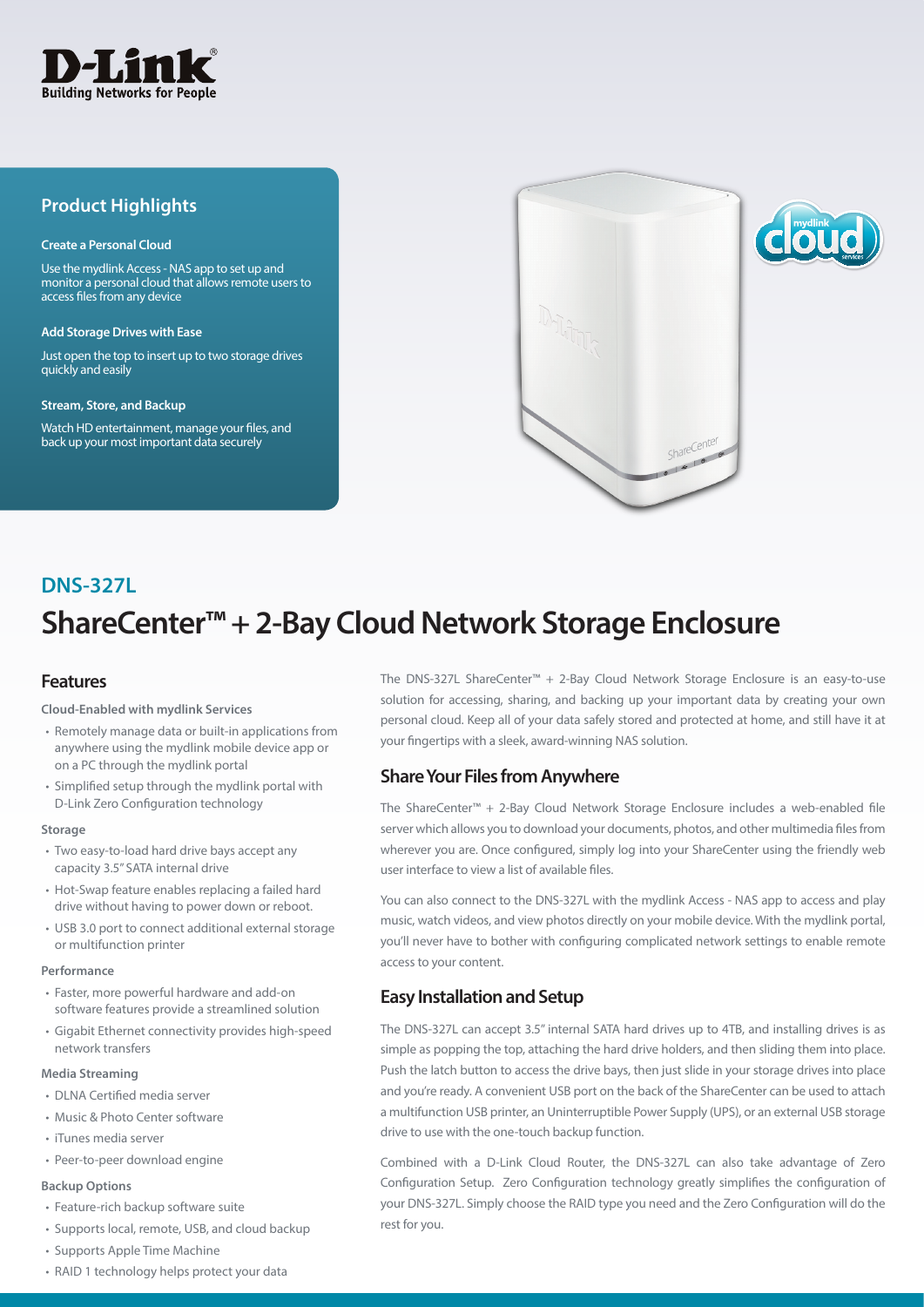## Product Highlights

**Create a Personal Cloud**

Use the mydlink Access - NAS app to set up and monitor a personal cloud that allows remote users to access files from any device

**Add Storage Drives with Ease**

Just open the top to insert up to two storage drives quickly and easily

**Stream, Store, and Backup**

Watch HD entertainment, manage your files, and back up your most important data securely

## DNS-327L

# ShareCenter™ + 2-Bay Cloud Network Storage Enclosure

## Features

**Cloud-Enabled with mydlink Services**

- Remotely manage data or built-in applications from anywhere using the mydlink mobile device app or on a PC through the mydlink portal
- Simplified setup through the mydlink portal with D-Link Zero Configuration technology

**Storage**

- Two easy-to-load hard drive bays accept any capacity 3.5" SATA internal drive
- Hot-Swap feature enables replacing a failed hard drive without having to power down or reboot.
- USB 3.0 port to connect additional external storage or multifunction printer

**Performance**

- Faster, more powerful hardware and add-on software features provide a streamlined solution
- Gigabit Ethernet connectivity provides high-speed network transfers

**Media Streaming**

- DLNA Certified media server
- Music & Photo Center software
- iTunes media server
- Peer-to-peer download engine

**Backup Options**

- Feature-rich backup software suite
- Supports local, remote, USB, and cloud backup
- Supports Apple Time Machine
- RAID 1 technology helps protect your data

The DNS-327L ShareCenter™ + 2-Bay Cloud Network Storage Enclosure is an easy-to-use solution for accessing, sharing, and backing up your important data by creating your own personal cloud. Keep all of your data safely stored and protected at home, and still have it at your fingertips with a sleek, award-winning NAS solution.

## Share Your Files from Anywhere

The ShareCenter™ + 2-Bay Cloud Network Storage Enclosure includes a web-enabled file server which allows you to download your documents, photos, and other multimedia files from wherever you are. Once configured, simply log into your ShareCenter using the friendly web user interface to view a list of available files.

You can also connect to the DNS-327L with the mydlink Access - NAS app to access and play music, watch videos, and view photos directly on your mobile device. With the mydlink portal, you'll never have to bother with configuring complicated network settings to enable remote access to your content.

## Easy Installation and Setup

The DNS-327L can accept 3.5" internal SATA hard drives up to 4TB, and installing drives is as simple as popping the top, attaching the hard drive holders, and then sliding them into place. Push the latch button to access the drive bays, then just slide in your storage drives into place and you're ready. A convenient USB port on the back of the ShareCenter can be used to attach a multifunction USB printer, an Uninterruptible Power Supply (UPS), or an external USB storage drive to use with the one-touch backup function.

Combined with a D-Link Cloud Router, the DNS-327L can also take advantage of Zero Configuration Setup. Zero Configuration technology greatly simplifies the configuration of your DNS-327L. Simply choose the RAID type you need and the Zero Configuration will do the rest for you.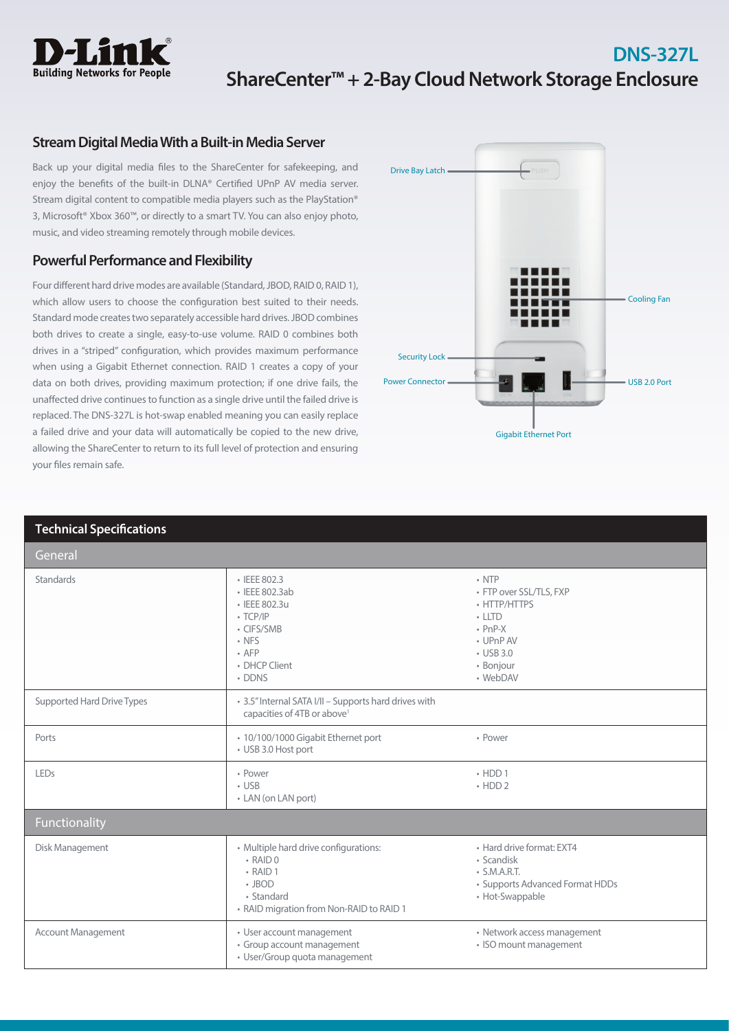# DNS-327L

# ShareCenter™ + 2-Bay Cloud Network Storage Enclosure

## Stream Digital Media With a Built-in Media Server

Back up your digital media files to the ShareCenter for safekeeping, and enjoy the benefits of the built-in DLNA® Certified UPnP AV media server. Stream digital content to compatible media players such as the PlayStation® 3, Microsoft® Xbox 360™, or directly to a smart TV. You can also enjoy photo, music, and video streaming remotely through mobile devices.

## Powerful Performance and Flexibility

Four different hard drive modes are available (Standard, JBOD, RAID 0, RAID 1), which allow users to choose the configuration best suited to their needs. Standard mode creates two separately accessible hard drives. JBOD combines both drives to create a single, easy-to-use volume. RAID 0 combines both drives in a "striped" configuration, which provides maximum performance when using a Gigabit Ethernet connection. RAID 1 creates a copy of your data on both drives, providing maximum protection; if one drive fails, the unaffected drive continues to function as a single drive until the failed drive is replaced. The DNS-327L is hot-swap enabled meaning you can easily replace a failed drive and your data will automatically be copied to the new drive, allowing the ShareCenter to return to its full level of protection and ensuring your files remain safe.

Drive Bay Latch
Cooling Fan
Security Lock
Power Connector
USB 2.0 Port
Gigabit Ethernet Port

## Technical Specifications

### General

| | | |
|---|---|---|
| Standards | • IEEE 802.3<br>• IEEE 802.3ab<br>• IEEE 802.3u<br>• TCP/IP<br>• CIFS/SMB<br>• NFS<br>• AFP<br>• DHCP Client<br>• DDNS | • NTP<br>• FTP over SSL/TLS, FXP<br>• HTTP/HTTPS<br>• LLTD<br>• PnP-X<br>• UPnP AV<br>• USB 3.0<br>• Bonjour<br>• WebDAV |
| Supported Hard Drive Types | • 3.5" Internal SATA I/II – Supports hard drives with capacities of 4TB or above[1] | |
| Ports | • 10/100/1000 Gigabit Ethernet port<br>• USB 3.0 Host port | • Power |
| LEDs | • Power<br>• USB<br>• LAN (on LAN port) | • HDD 1<br>• HDD 2 |

### Functionality

| | | |
|---|---|---|
| Disk Management | • Multiple hard drive configurations:<br>  • RAID 0<br>  • RAID 1<br>  • JBOD<br>  • Standard<br>• RAID migration from Non-RAID to RAID 1 | • Hard drive format: EXT4<br>• Scandisk<br>• S.M.A.R.T.<br>• Supports Advanced Format HDDs<br>• Hot-Swappable |
| Account Management | • User account management<br>• Group account management<br>• User/Group quota management | • Network access management<br>• ISO mount management |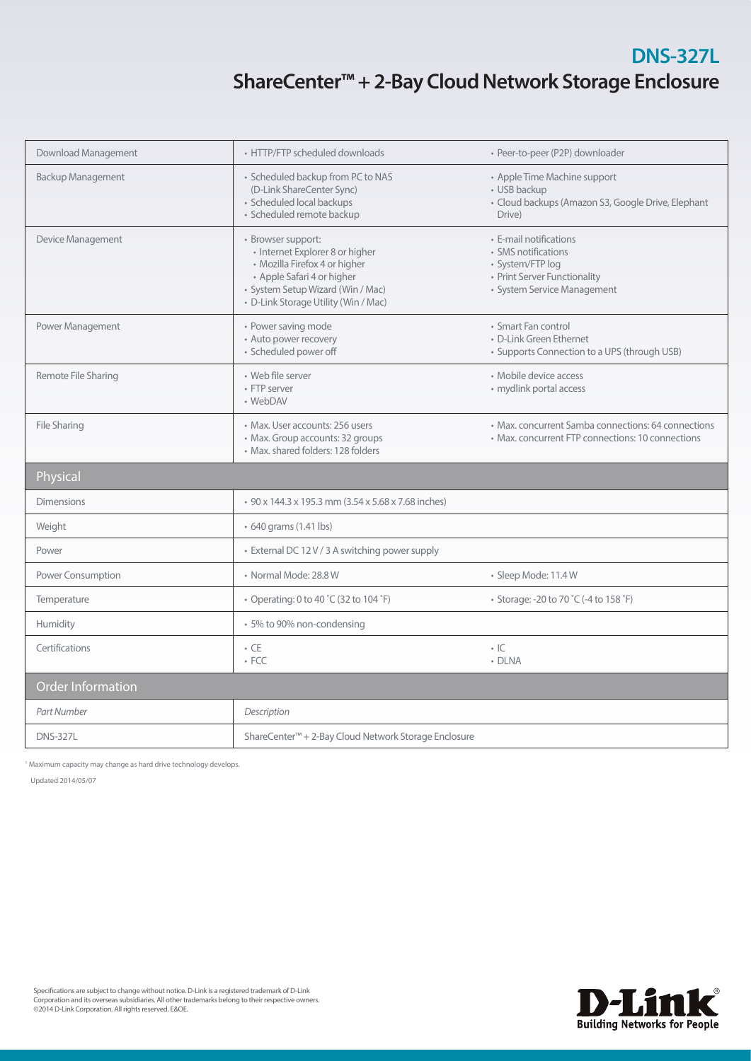## DNS-327L
# ShareCenter™ + 2-Bay Cloud Network Storage Enclosure

| | | |
|---|---|---|
| Download Management | • HTTP/FTP scheduled downloads | • Peer-to-peer (P2P) downloader |
| Backup Management | • Scheduled backup from PC to NAS (D-Link ShareCenter Sync)<br>• Scheduled local backups<br>• Scheduled remote backup | • Apple Time Machine support<br>• USB backup<br>• Cloud backups (Amazon S3, Google Drive, Elephant Drive) |
| Device Management | • Browser support:<br>• Internet Explorer 8 or higher<br>• Mozilla Firefox 4 or higher<br>• Apple Safari 4 or higher<br>• System Setup Wizard (Win / Mac)<br>• D-Link Storage Utility (Win / Mac) | • E-mail notifications<br>• SMS notifications<br>• System/FTP log<br>• Print Server Functionality<br>• System Service Management |
| Power Management | • Power saving mode<br>• Auto power recovery<br>• Scheduled power off | • Smart Fan control<br>• D-Link Green Ethernet<br>• Supports Connection to a UPS (through USB) |
| Remote File Sharing | • Web file server<br>• FTP server<br>• WebDAV | • Mobile device access<br>• mydlink portal access |
| File Sharing | • Max. User accounts: 256 users<br>• Max. Group accounts: 32 groups<br>• Max. shared folders: 128 folders | • Max. concurrent Samba connections: 64 connections<br>• Max. concurrent FTP connections: 10 connections |
| **Physical** | | |
| Dimensions | • 90 x 144.3 x 195.3 mm (3.54 x 5.68 x 7.68 inches) | |
| Weight | • 640 grams (1.41 lbs) | |
| Power | • External DC 12 V / 3 A switching power supply | |
| Power Consumption | • Normal Mode: 28.8 W | • Sleep Mode: 11.4 W |
| Temperature | • Operating: 0 to 40 ˚C (32 to 104 ˚F) | • Storage: -20 to 70 ˚C (-4 to 158 ˚F) |
| Humidity | • 5% to 90% non-condensing | |
| Certifications | • CE<br>• FCC | • IC<br>• DLNA |
| **Order Information** | | |
| *Part Number* | *Description* | |
| DNS-327L | ShareCenter™ + 2-Bay Cloud Network Storage Enclosure | |

[1] Maximum capacity may change as hard drive technology develops.

Updated 2014/05/07

Specifications are subject to change without notice. D-Link is a registered trademark of D-Link Corporation and its overseas subsidiaries. All other trademarks belong to their respective owners. ©2014 D-Link Corporation. All rights reserved. E&OE.

D-Link® Building Networks for People